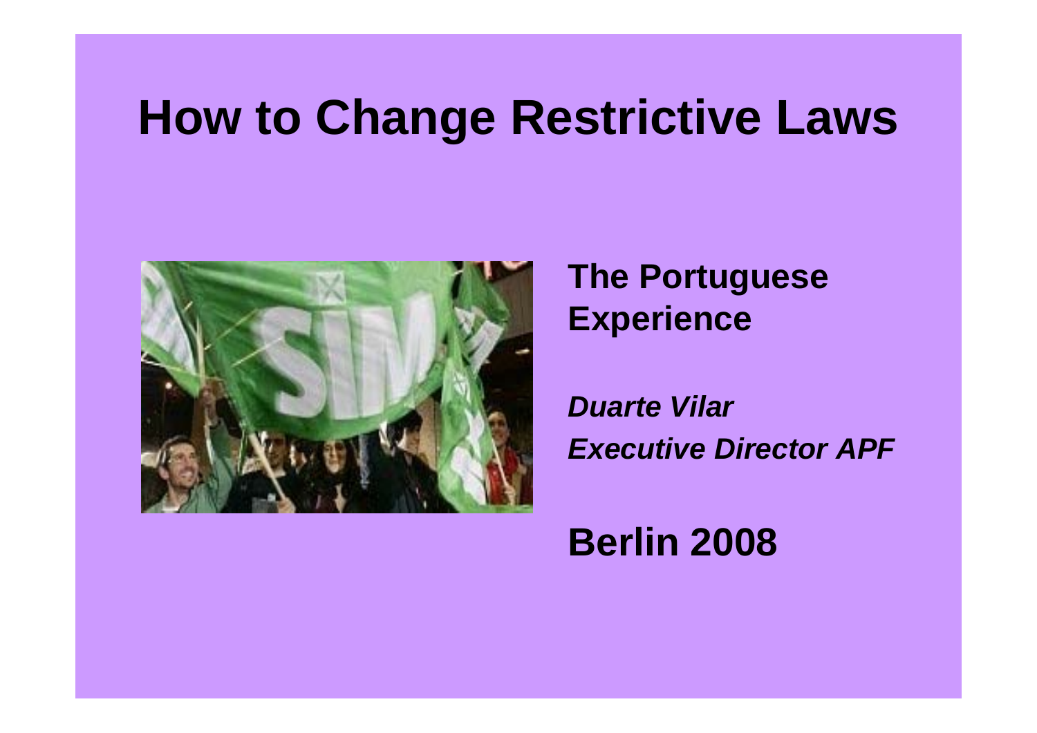# How to Change Restrictive Laws

**The Portuguese Experience**

***Duarte Vilar***
***Executive Director APF***

**Berlin 2008**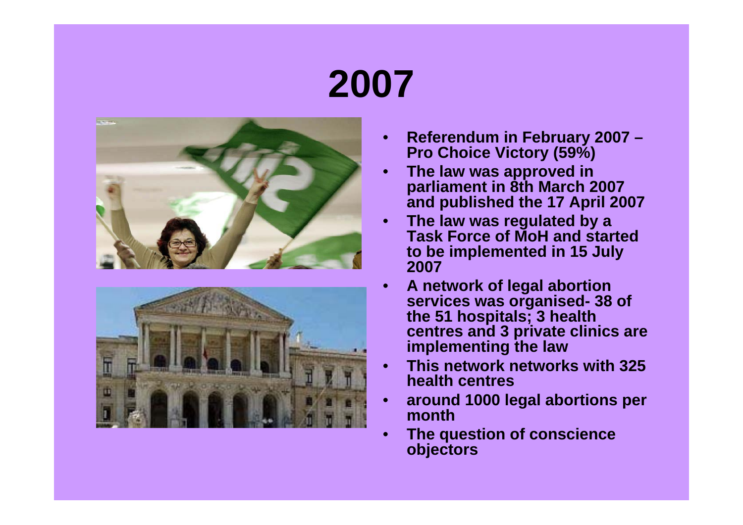# 2007

- Referendum in February 2007 – Pro Choice Victory (59%)
- The law was approved in parliament in 8th March 2007 and published the 17 April 2007
- The law was regulated by a Task Force of MoH and started to be implemented in 15 July 2007
- A network of legal abortion services was organised- 38 of the 51 hospitals; 3 health centres and 3 private clinics are implementing the law
- This network networks with 325 health centres
- around 1000 legal abortions per month
- The question of conscience objectors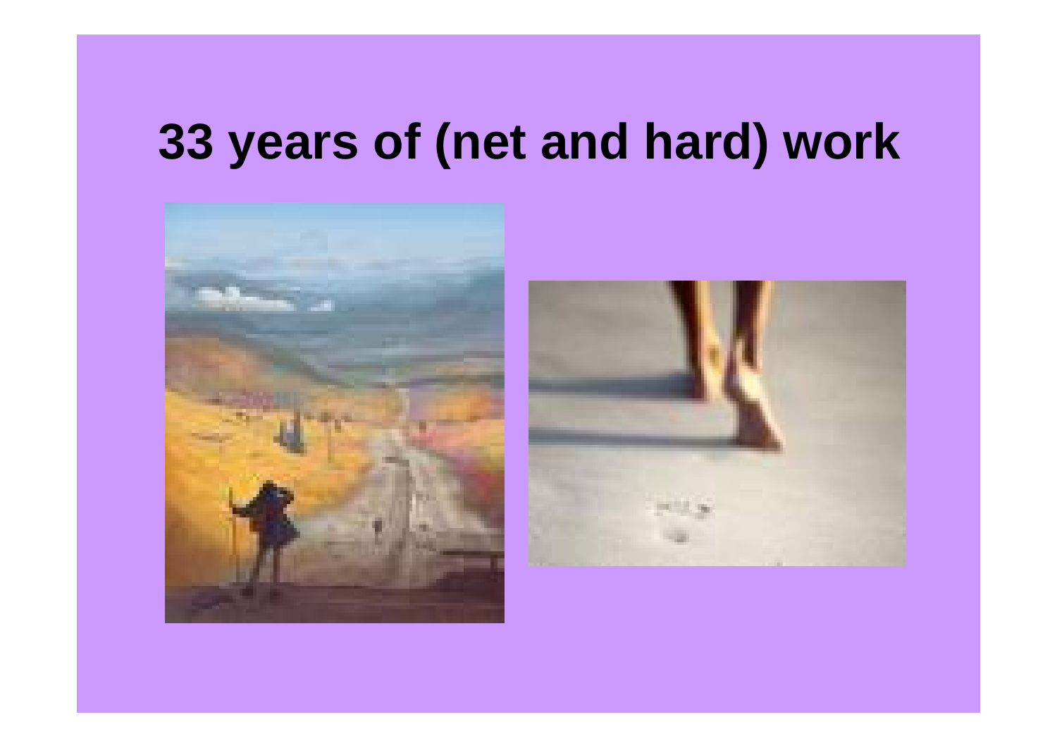# 33 years of (net and hard) work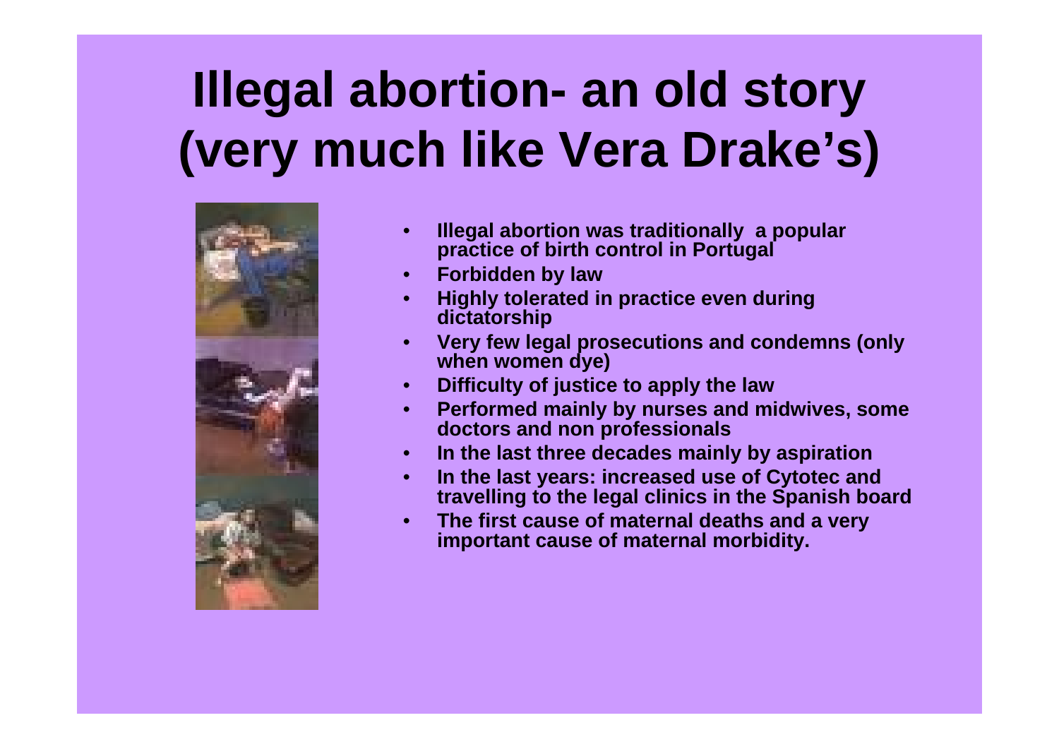# Illegal abortion- an old story (very much like Vera Drake's)

- Illegal abortion was traditionally a popular practice of birth control in Portugal
- Forbidden by law
- Highly tolerated in practice even during dictatorship
- Very few legal prosecutions and condemns (only when women dye)
- Difficulty of justice to apply the law
- Performed mainly by nurses and midwives, some doctors and non professionals
- In the last three decades mainly by aspiration
- In the last years: increased use of Cytotec and travelling to the legal clinics in the Spanish board
- The first cause of maternal deaths and a very important cause of maternal morbidity.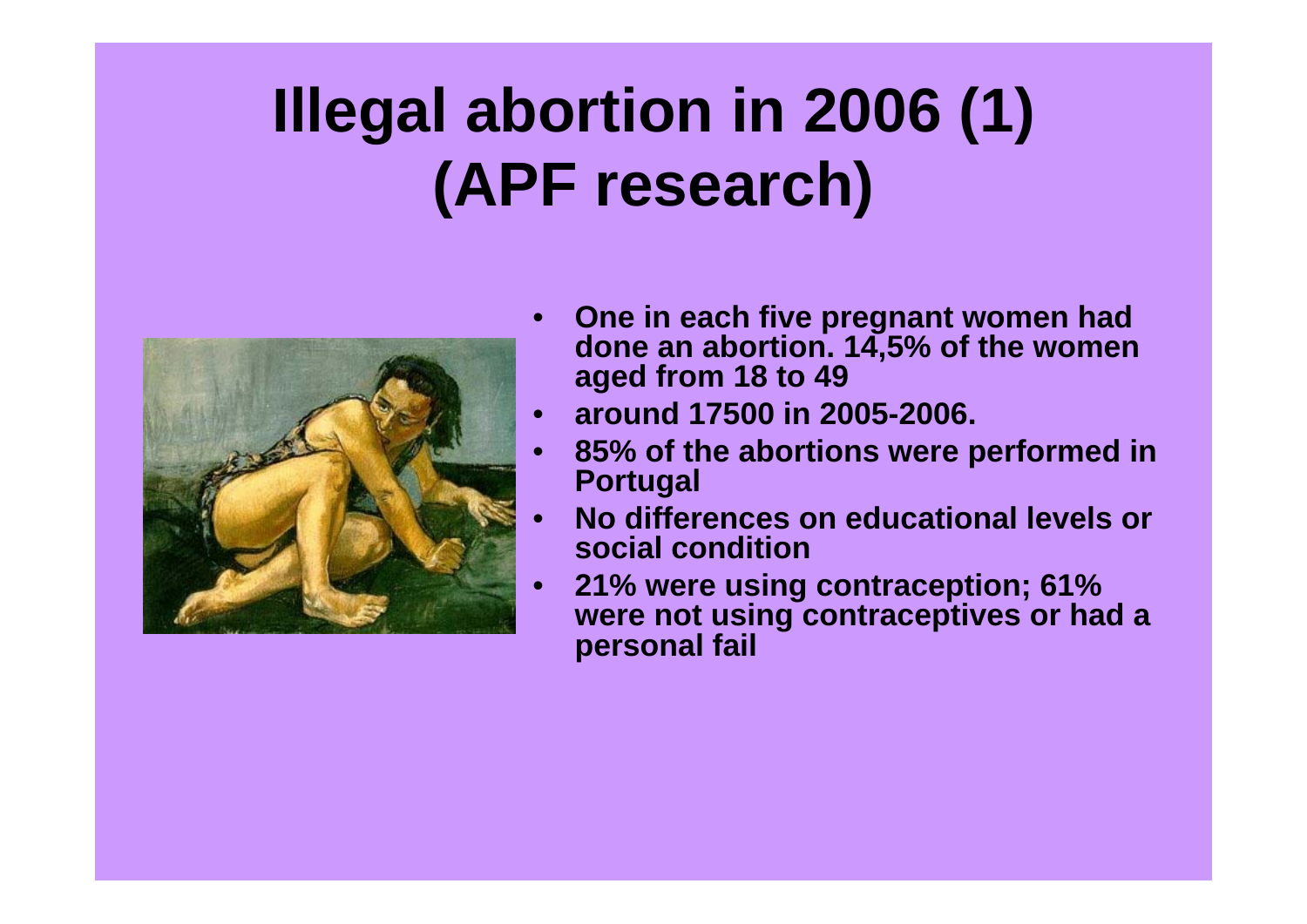# Illegal abortion in 2006 (1) (APF research)

- **One in each five pregnant women had done an abortion. 14,5% of the women aged from 18 to 49**
- **around 17500 in 2005-2006.**
- **85% of the abortions were performed in Portugal**
- **No differences on educational levels or social condition**
- **21% were using contraception; 61% were not using contraceptives or had a personal fail**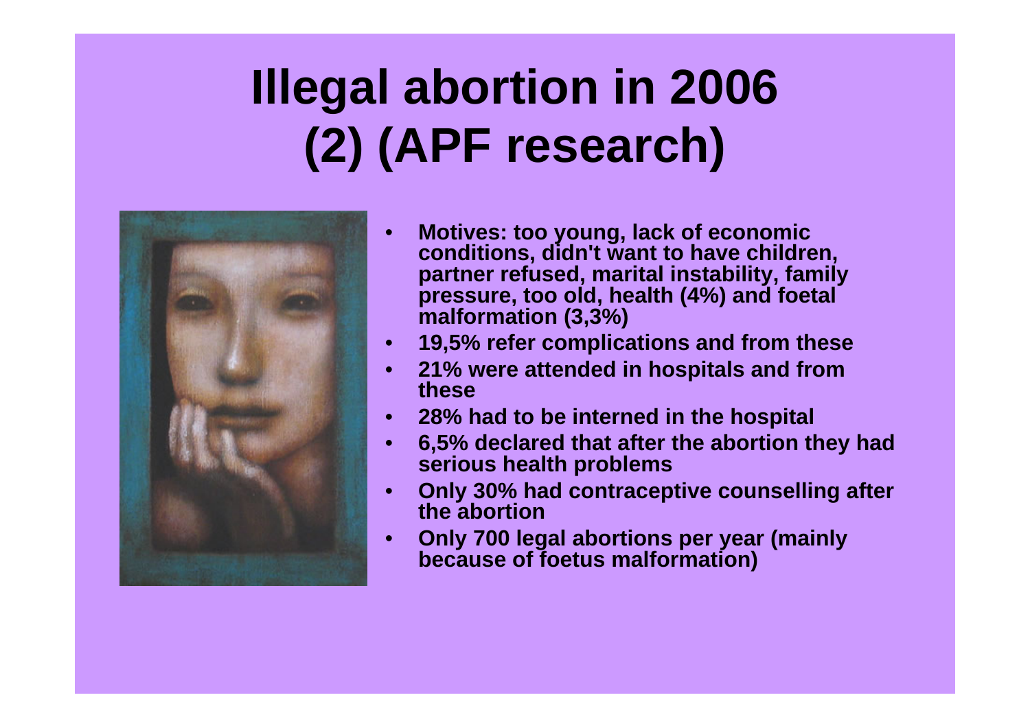# Illegal abortion in 2006 (2) (APF research)

- **Motives: too young, lack of economic conditions, didn't want to have children, partner refused, marital instability, family pressure, too old, health (4%) and foetal malformation (3,3%)**
- **19,5% refer complications and from these**
- **21% were attended in hospitals and from these**
- **28% had to be interned in the hospital**
- **6,5% declared that after the abortion they had serious health problems**
- **Only 30% had contraceptive counselling after the abortion**
- **Only 700 legal abortions per year (mainly because of foetus malformation)**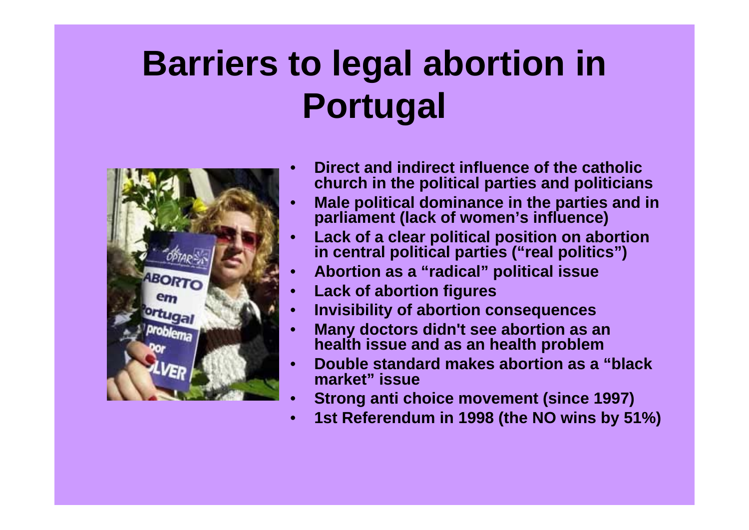# Barriers to legal abortion in Portugal

- Direct and indirect influence of the catholic church in the political parties and politicians
- Male political dominance in the parties and in parliament (lack of women's influence)
- Lack of a clear political position on abortion in central political parties ("real politics")
- Abortion as a "radical" political issue
- Lack of abortion figures
- Invisibility of abortion consequences
- Many doctors didn't see abortion as an health issue and as an health problem
- Double standard makes abortion as a "black market" issue
- Strong anti choice movement (since 1997)
- 1st Referendum in 1998 (the NO wins by 51%)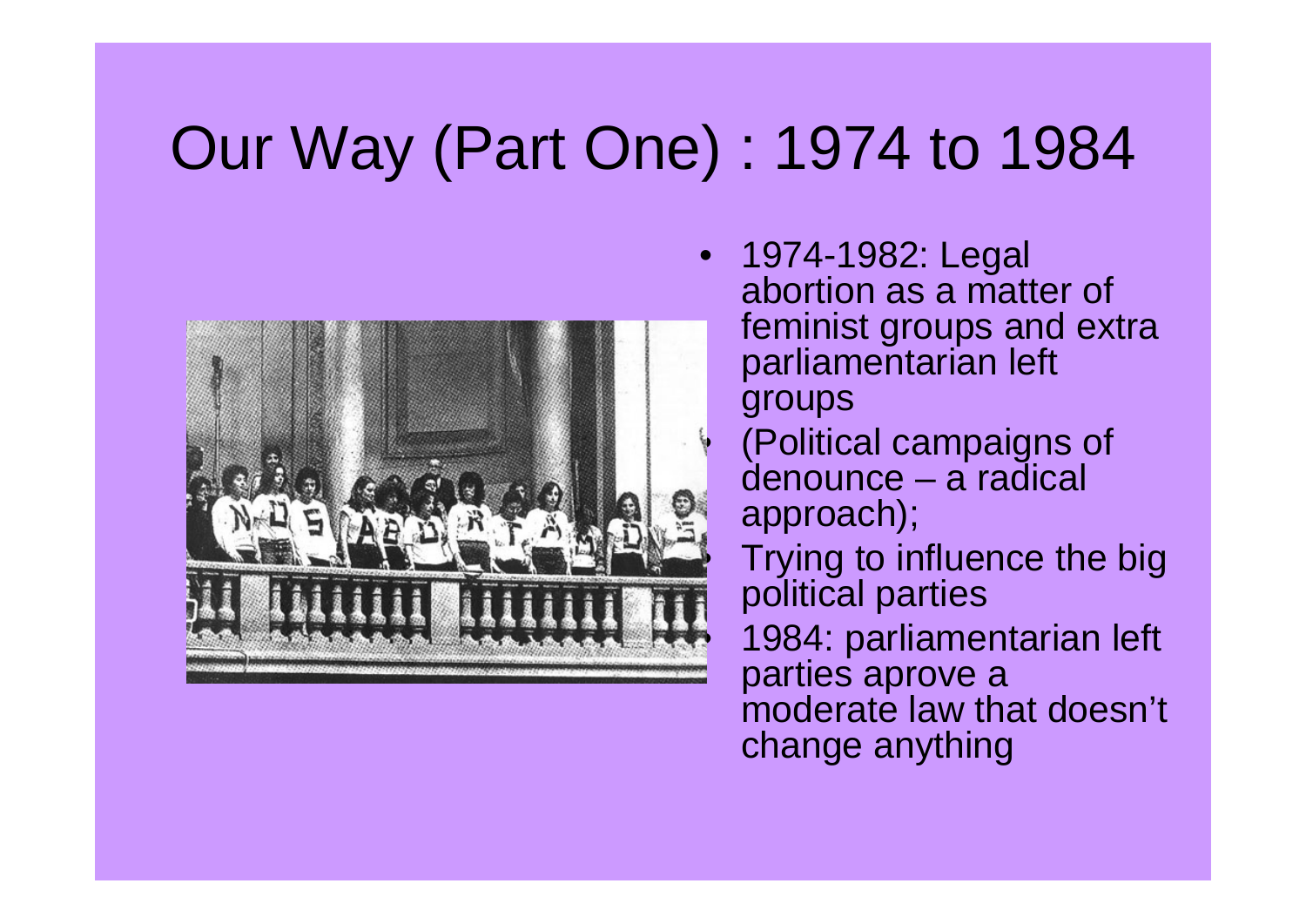# Our Way (Part One) : 1974 to 1984

- 1974-1982: Legal abortion as a matter of feminist groups and extra parliamentarian left groups
- (Political campaigns of denounce – a radical approach);
- Trying to influence the big political parties
- 1984: parliamentarian left parties aprove a moderate law that doesn't change anything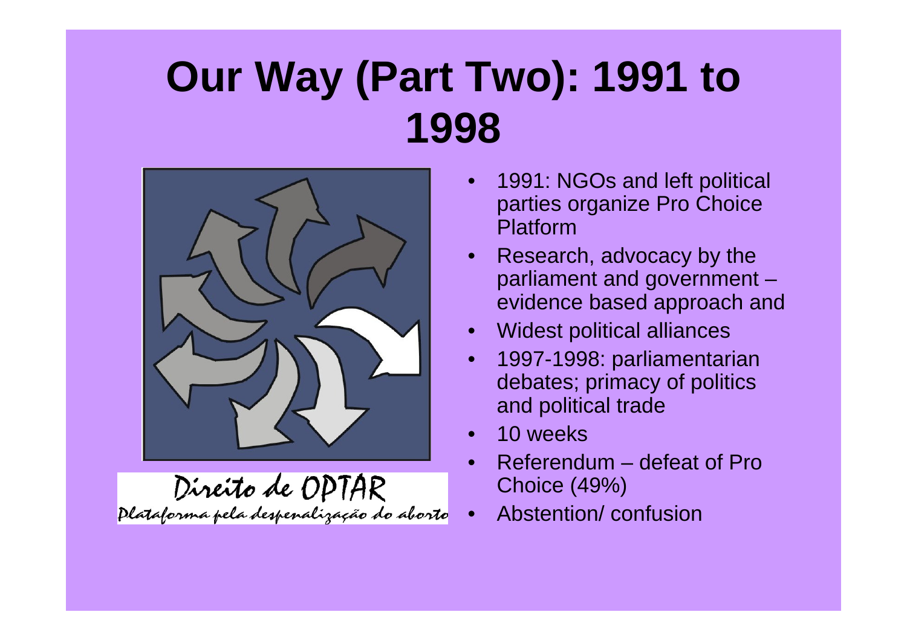# Our Way (Part Two): 1991 to 1998

Direito de OPTAR
Plataforma pela despenalização do aborto

- 1991: NGOs and left political parties organize Pro Choice Platform
- Research, advocacy by the parliament and government – evidence based approach and
- Widest political alliances
- 1997-1998: parliamentarian debates; primacy of politics and political trade
- 10 weeks
- Referendum – defeat of Pro Choice (49%)
- Abstention/ confusion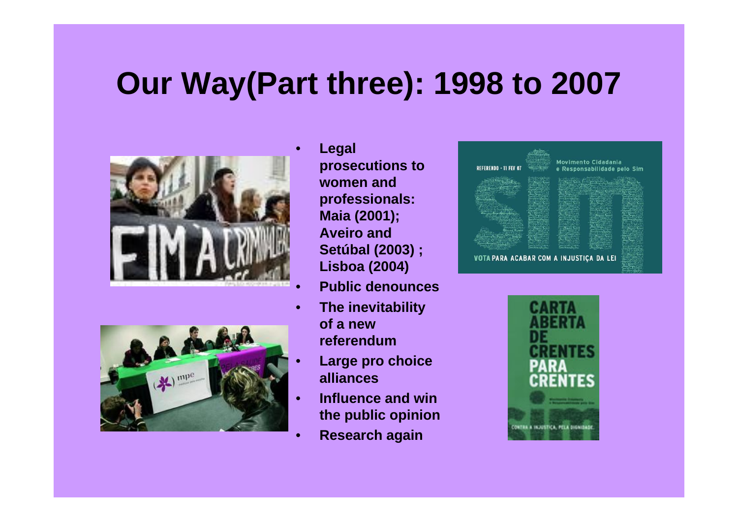# Our Way(Part three): 1998 to 2007

- Legal prosecutions to women and professionals: Maia (2001); Aveiro and Setúbal (2003) ; Lisboa (2004)
- Public denounces
- The inevitability of a new referendum
- Large pro choice alliances
- Influence and win the public opinion
- Research again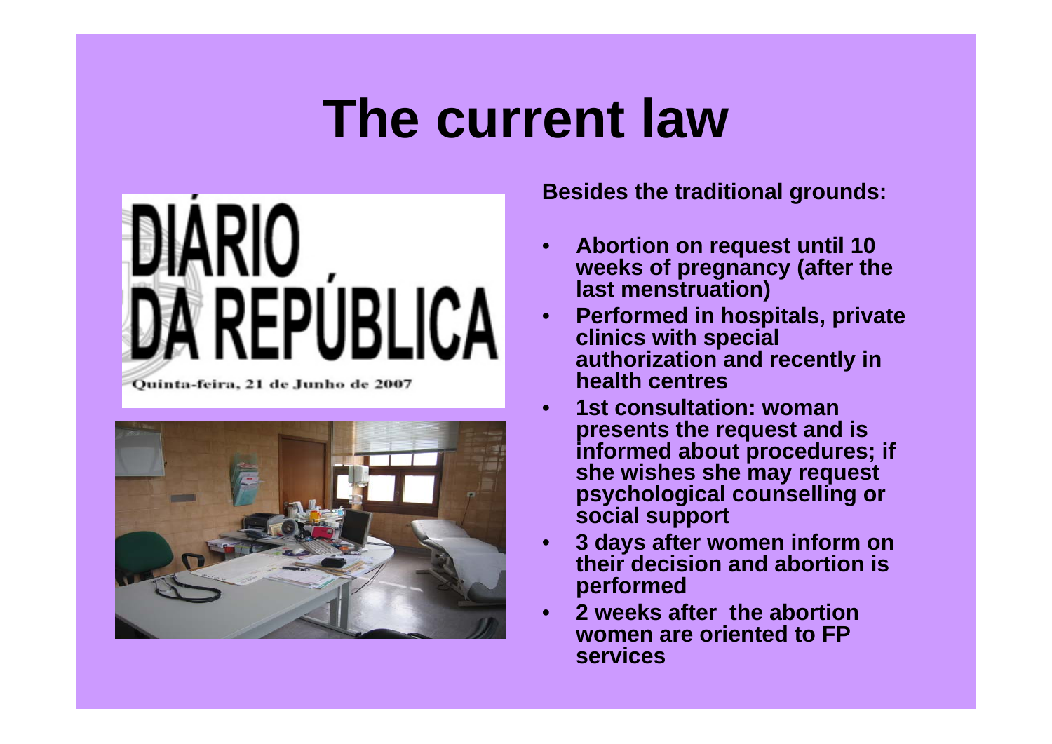# The current law

DIÁRIO DA REPÚBLICA

Quinta-feira, 21 de Junho de 2007

**Besides the traditional grounds:**

- **Abortion on request until 10 weeks of pregnancy (after the last menstruation)**
- **Performed in hospitals, private clinics with special authorization and recently in health centres**
- **1st consultation: woman presents the request and is informed about procedures; if she wishes she may request psychological counselling or social support**
- **3 days after women inform on their decision and abortion is performed**
- **2 weeks after the abortion women are oriented to FP services**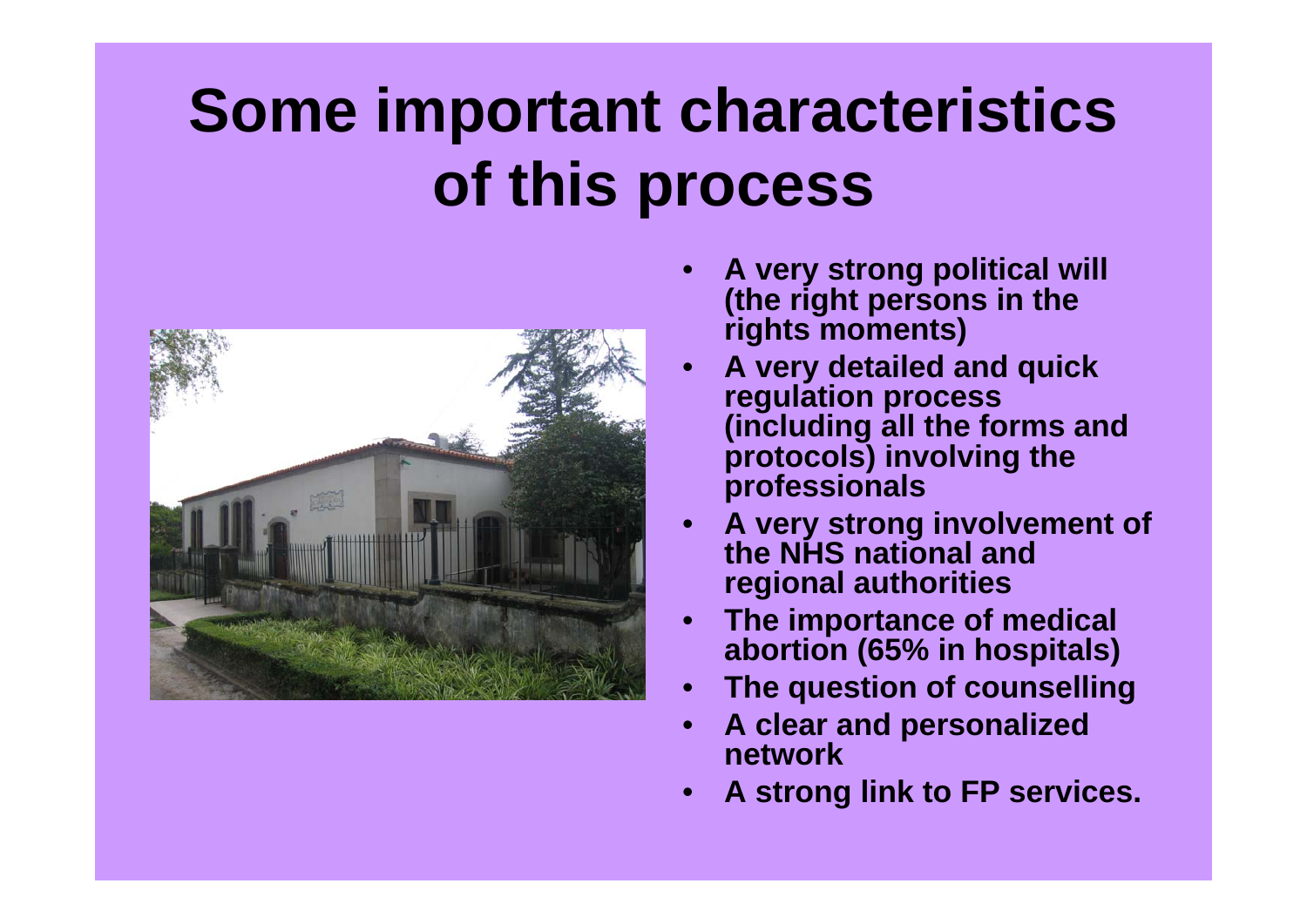# Some important characteristics of this process

- A very strong political will (the right persons in the rights moments)
- A very detailed and quick regulation process (including all the forms and protocols) involving the professionals
- A very strong involvement of the NHS national and regional authorities
- The importance of medical abortion (65% in hospitals)
- The question of counselling
- A clear and personalized network
- A strong link to FP services.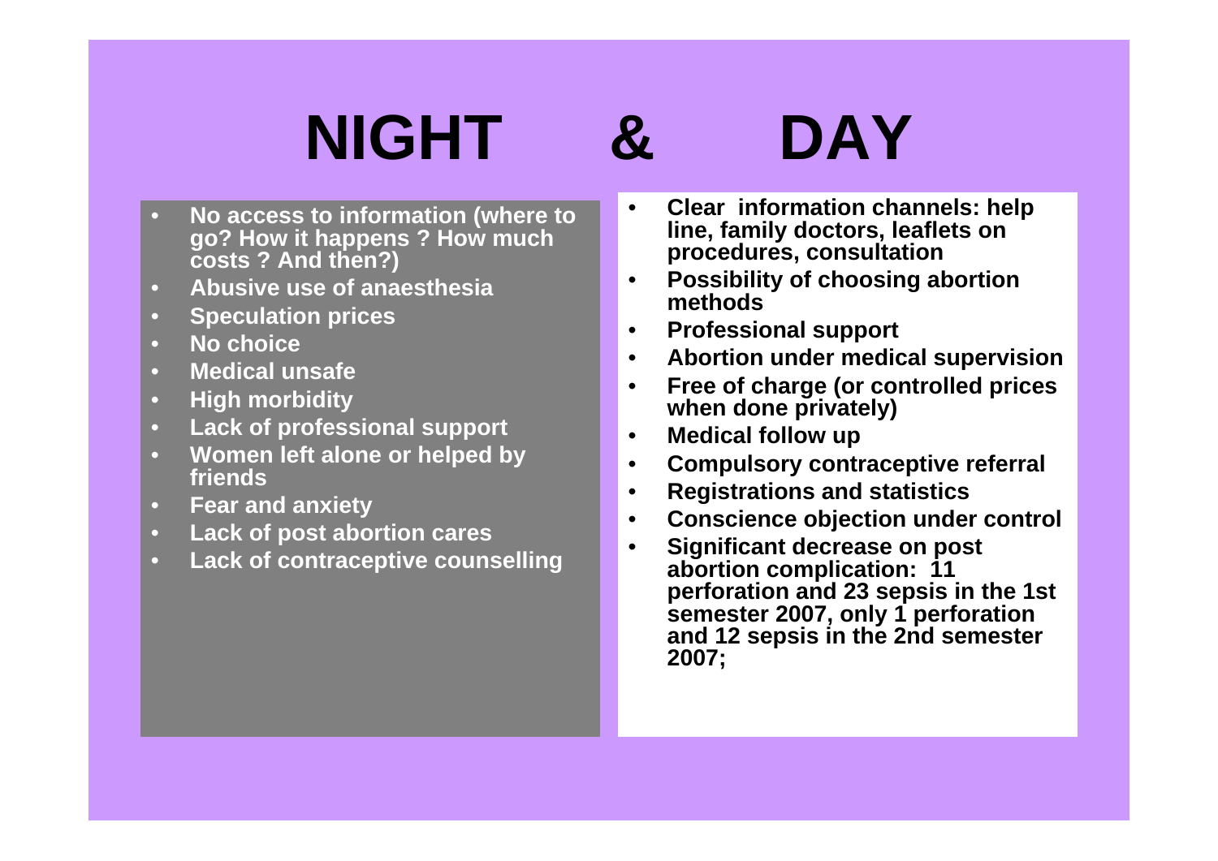# NIGHT & DAY

- No access to information (where to go? How it happens ? How much costs ? And then?)
- Abusive use of anaesthesia
- Speculation prices
- No choice
- Medical unsafe
- High morbidity
- Lack of professional support
- Women left alone or helped by friends
- Fear and anxiety
- Lack of post abortion cares
- Lack of contraceptive counselling

- Clear information channels: help line, family doctors, leaflets on procedures, consultation
- Possibility of choosing abortion methods
- Professional support
- Abortion under medical supervision
- Free of charge (or controlled prices when done privately)
- Medical follow up
- Compulsory contraceptive referral
- Registrations and statistics
- Conscience objection under control
- Significant decrease on post abortion complication: 11 perforation and 23 sepsis in the 1st semester 2007, only 1 perforation and 12 sepsis in the 2nd semester 2007;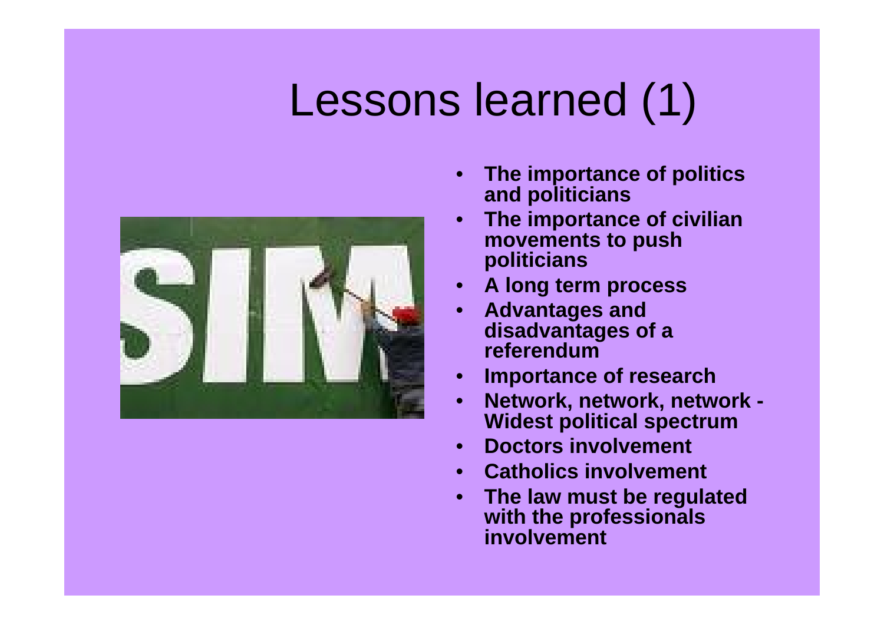# Lessons learned (1)

- **The importance of politics and politicians**
- **The importance of civilian movements to push politicians**
- **A long term process**
- **Advantages and disadvantages of a referendum**
- **Importance of research**
- **Network, network, network - Widest political spectrum**
- **Doctors involvement**
- **Catholics involvement**
- **The law must be regulated with the professionals involvement**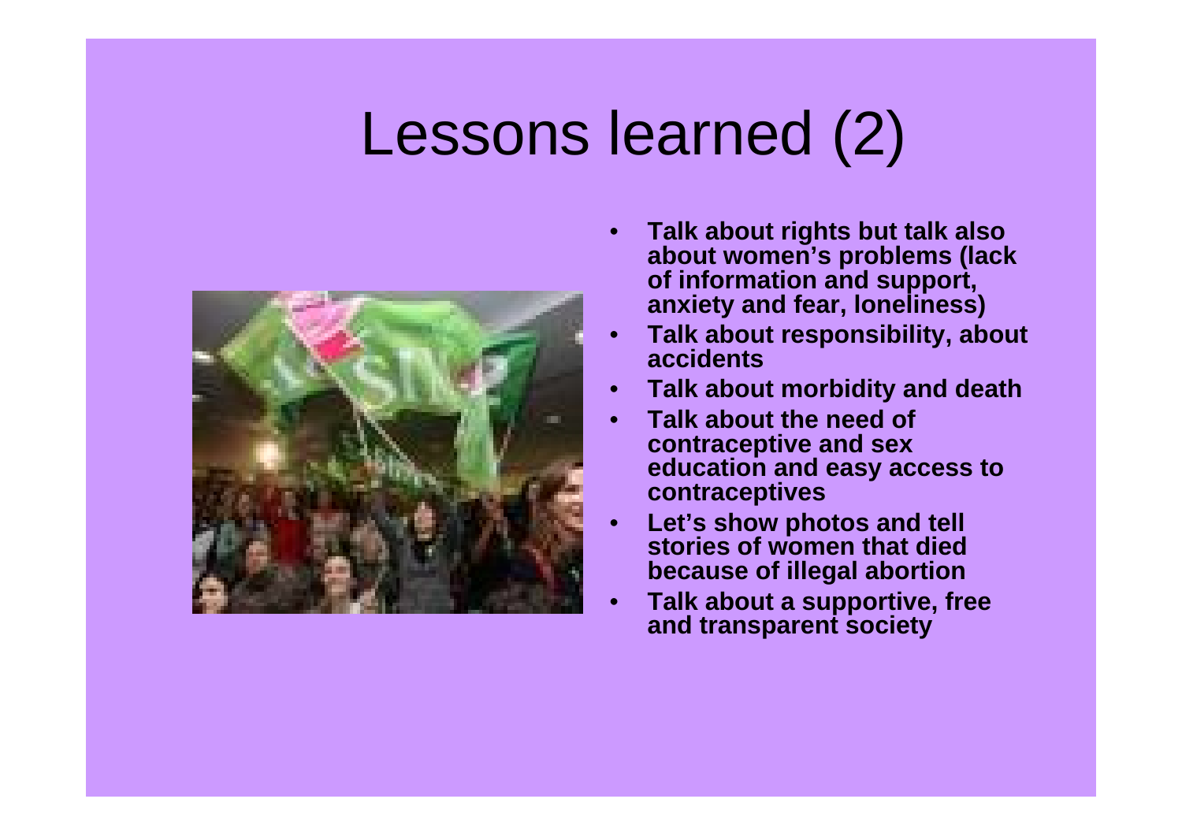# Lessons learned (2)

- **Talk about rights but talk also about women's problems (lack of information and support, anxiety and fear, loneliness)**
- **Talk about responsibility, about accidents**
- **Talk about morbidity and death**
- **Talk about the need of contraceptive and sex education and easy access to contraceptives**
- **Let's show photos and tell stories of women that died because of illegal abortion**
- **Talk about a supportive, free and transparent society**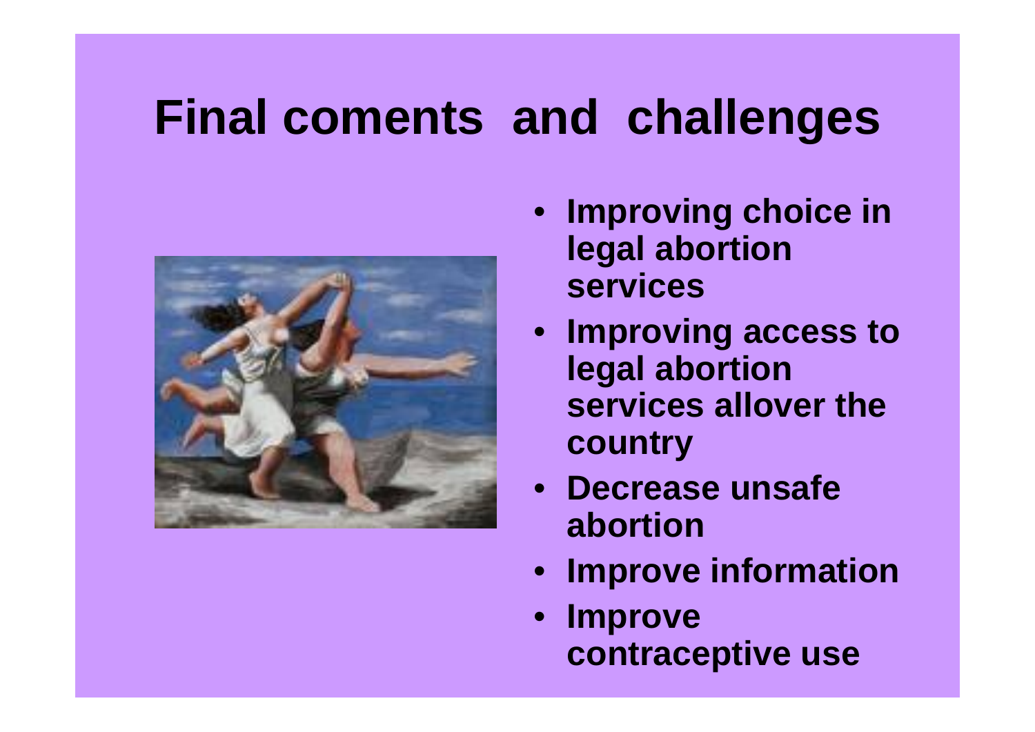# Final coments and challenges

- Improving choice in legal abortion services
- Improving access to legal abortion services allover the country
- Decrease unsafe abortion
- Improve information
- Improve contraceptive use